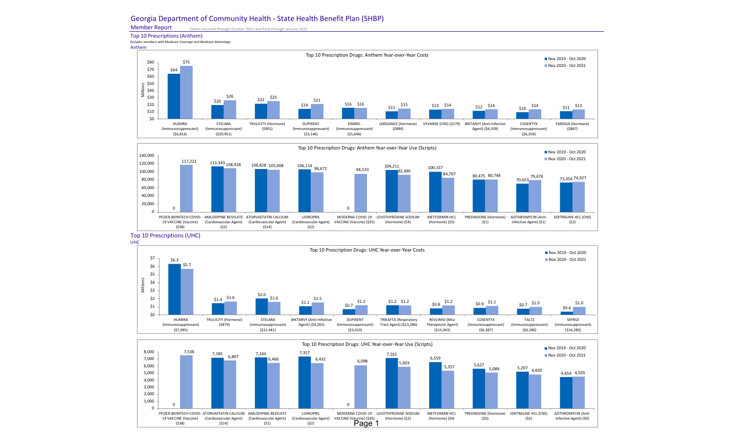# Georgia Department of Community Health - State Health Benefit Plan (SHBP)

## Member Report

Claims Incurred through October 2021 and Paid through January 2022

### Top 10 Prescriptions (Anthem)

*Excludes members with Medicare Coverage and Medicare Advantage.*

Anthem

**Top 10 Prescription Drugs: Anthem Year-over-Year Costs** (Millions)

| Drug | Nov 2019 - Oct 2020 | Nov 2020 - Oct 2021 |
|---|---|---|
| HUMIRA (Immunosuppressant) ($6,816) | $64 | $75 |
| STELARA (Immunosuppressant) ($20,951) | $20 | $26 |
| TRULICITY (Hormone) ($901) | $22 | $25 |
| DUPIXENT (Immunosuppressant) ($3,146) | $14 | $21 |
| ENBREL (Immunosuppressant) ($5,646) | $16 | $16 |
| JARDIANCE (Hormone) ($884) | $11 | $15 |
| VYVANSE (CNS) ($279) | $13 | $14 |
| BIKTARVY (Anti-Infective Agent) ($4,339) | $12 | $14 |
| COSENTYX (Immunosuppressant) ($6,359) | $10 | $14 |
| FARXIGA (Hormone) ($867) | $11 | $13 |

**Top 10 Prescription Drugs: Anthem Year-over-Year Use (Scripts)**

| Drug | Nov 2019 - Oct 2020 | Nov 2020 - Oct 2021 |
|---|---|---|
| PFIZER-BIONTECH COVID-19 VACCINE (Vaccine) ($38) | 0 | 117,221 |
| AMLODIPINE BESYLATE (Cardiovascular Agent) ($2) | 113,343 | 108,928 |
| ATORVASTATIN CALCIUM (Cardiovascular Agent) ($14) | 106,828 | 105,008 |
| LISINOPRIL (Cardiovascular Agent) ($2) | 106,114 | 98,672 |
| MODERNA COVID-19 VACCINE (Vaccine) ($35) | 0 | 94,533 |
| LEVOTHYROXINE SODIUM (Hormone) ($4) | 104,211 | 92,490 |
| METFORMIN HCL (Hormone) ($5) | 100,157 | 84,707 |
| PREDNISONE (Hormone) ($1) | 80,475 | 80,748 |
| AZITHROMYCIN (Anti-Infective Agent) ($1) | 70,623 | 79,476 |
| SERTRALINE HCL (CNS) ($2) | 73,354 | 74,927 |

### Top 10 Prescriptions (UHC)

UHC

**Top 10 Prescription Drugs: UHC Year-over-Year Costs** (Millions)

| Drug | Nov 2019 - Oct 2020 | Nov 2020 - Oct 2021 |
|---|---|---|
| HUMIRA (Immunosuppressant) ($7,095) | $6.3 | $5.7 |
| TRULICITY (Hormone) ($879) | $1.4 | $1.6 |
| STELARA (Immunosuppressant) ($21,441) | $2.0 | $1.6 |
| BIKTARVY (Anti-Infective Agent) ($4,265) | $1.1 | $1.5 |
| DUPIXENT (Immunosuppressant) ($3,019) | $0.7 | $1.2 |
| TRIKAFTA (Respiratory Tract Agent) ($23,286) | $1.2 | $1.2 |
| REVLIMID (Misc Therapeutic Agent) ($15,043) | $0.8 | $1.2 |
| COSENTYX (Immunosuppressant) ($6,387) | $0.9 | $1.1 |
| TALTZ (Immunosuppressant) ($6,580) | $0.7 | $1.0 |
| SKYRIZI (Immunosuppressant) ($16,280) | $0.4 | $1.0 |

**Top 10 Prescription Drugs: UHC Year-over-Year Use (Scripts)**

| Drug | Nov 2019 - Oct 2020 | Nov 2020 - Oct 2021 |
|---|---|---|
| PFIZER-BIONTECH COVID-19 VACCINE (Vaccine) ($38) | 0 | 7,538 |
| ATORVASTATIN CALCIUM (Cardiovascular Agent) ($14) | 7,185 | 6,807 |
| AMLODIPINE BESYLATE (Cardiovascular Agent) ($1) | 7,244 | 6,466 |
| LISINOPRIL (Cardiovascular Agent) ($2) | 7,357 | 6,432 |
| MODERNA COVID-19 VACCINE (Vaccine) ($35) | 0 | 6,098 |
| LEVOTHYROXINE SODIUM (Hormone) ($2) | 7,161 | 5,903 |
| METFORMIN HCL (Hormone) ($4) | 6,559 | 5,357 |
| PREDNISONE (Hormone) ($0) | 5,627 | 5,089 |
| SERTRALINE HCL (CNS) ($2) | 5,207 | 4,820 |
| AZITHROMYCIN (Anti-Infective Agent) ($0) | 4,454 | 4,505 |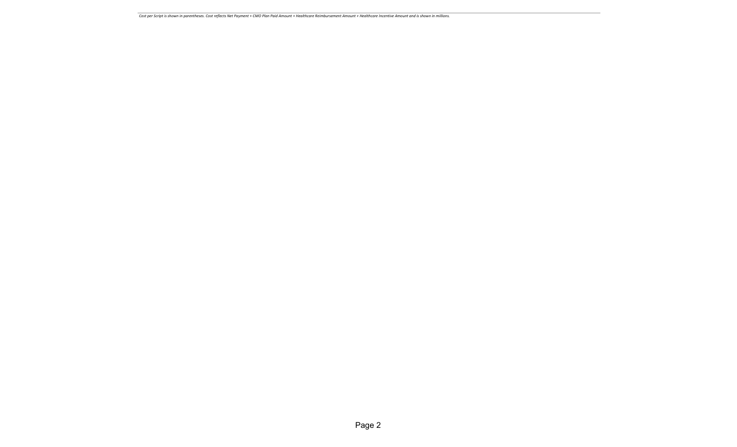*Cost per Script is shown in parentheses. Cost reflects Net Payment + CMO Plan Paid Amount + Healthcare Reimbursement Amount + Healthcare Incentive Amount and is shown in millions.*